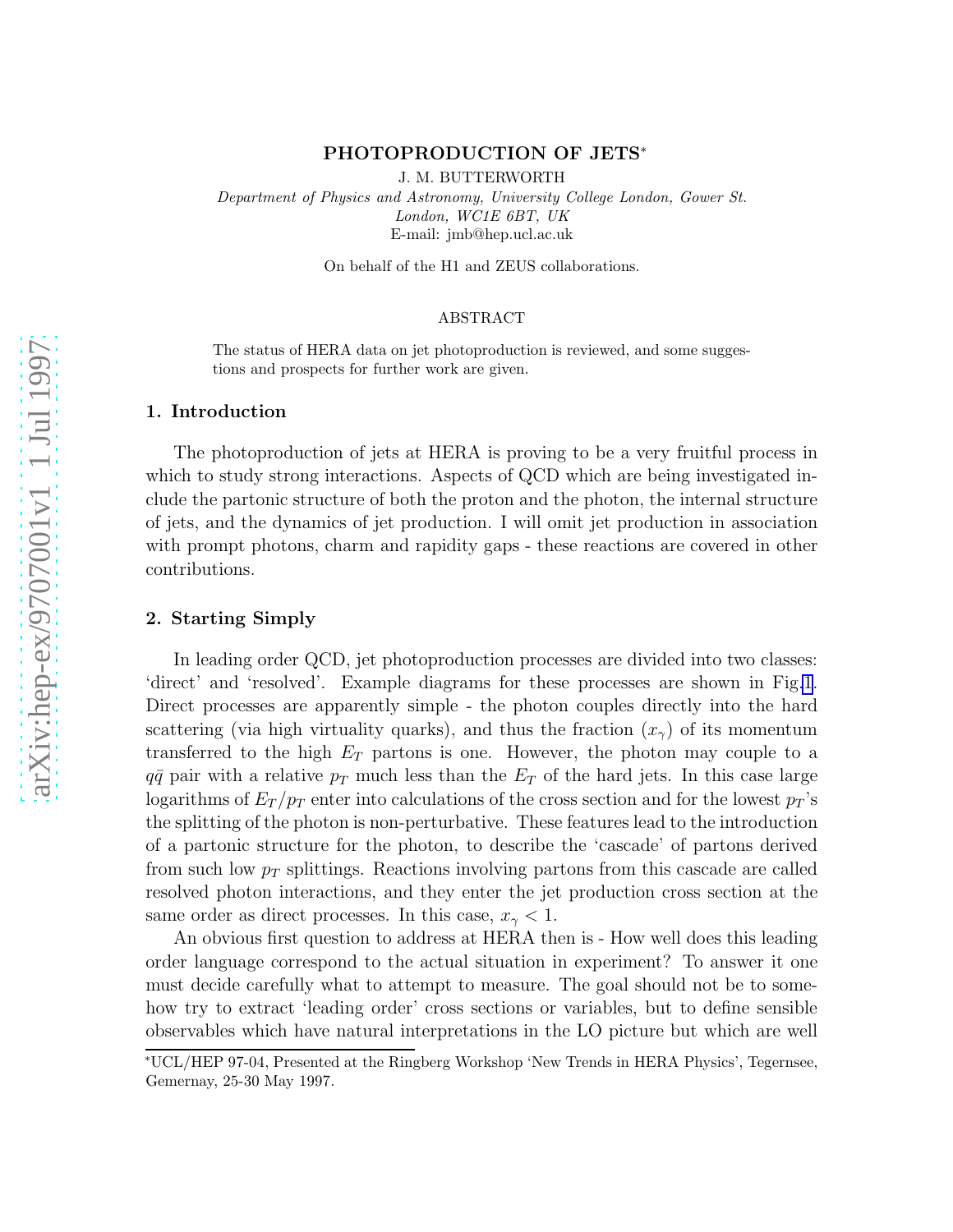# PHOTOPRODUCTION OF JETS*

J. M. BUTTERWORTH

*Department of Physics and Astronomy, University College London, Gower St. London, WC1E 6BT, UK*

E-mail: jmb@hep.ucl.ac.uk

On behalf of the H1 and ZEUS collaborations.

## ABSTRACT

The status of HERA data on jet photoproduction is reviewed, and some suggestions and prospects for further work are given.

## 1. Introduction

The photoproduction of jets at HERA is proving to be a very fruitful process in which to study strong interactions. Aspects of QCD which are being investigated include the partonic structure of both the proton and the photon, the internal structure of jets, and the dynamics of jet production. I will omit jet production in association with prompt photons, charm and rapidity gaps - these reactions are covered in other contributions.

## 2. Starting Simply

In leading order QCD, jet photoproduction processes are divided into two classes: 'direct' and 'resolved'. Example diagrams for these processes are shown in Fig. 1. Direct processes are apparently simple - the photon couples directly into the hard scattering (via high virtuality quarks), and thus the fraction ($x_\gamma$) of its momentum transferred to the high $E_T$ partons is one. However, the photon may couple to a $q\bar{q}$ pair with a relative $p_T$ much less than the $E_T$ of the hard jets. In this case large logarithms of $E_T/p_T$ enter into calculations of the cross section and for the lowest $p_T$'s the splitting of the photon is non-perturbative. These features lead to the introduction of a partonic structure for the photon, to describe the 'cascade' of partons derived from such low $p_T$ splittings. Reactions involving partons from this cascade are called resolved photon interactions, and they enter the jet production cross section at the same order as direct processes. In this case, $x_\gamma < 1$.

An obvious first question to address at HERA then is - How well does this leading order language correspond to the actual situation in experiment? To answer it one must decide carefully what to attempt to measure. The goal should not be to somehow try to extract 'leading order' cross sections or variables, but to define sensible observables which have natural interpretations in the LO picture but which are well

*UCL/HEP 97-04, Presented at the Ringberg Workshop 'New Trends in HERA Physics', Tegernsee, Gemernay, 25-30 May 1997.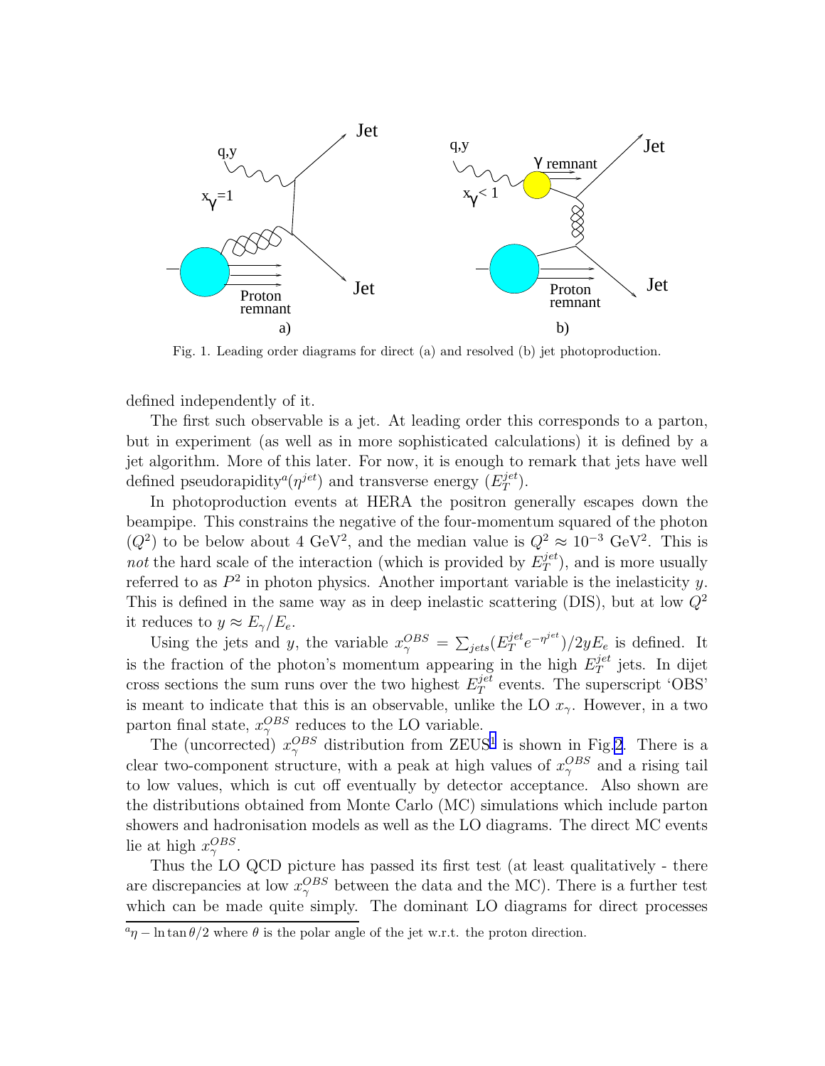Fig. 1. Leading order diagrams for direct (a) and resolved (b) jet photoproduction.

defined independently of it.

The first such observable is a jet. At leading order this corresponds to a parton, but in experiment (as well as in more sophisticated calculations) it is defined by a jet algorithm. More of this later. For now, it is enough to remark that jets have well defined pseudorapidity[a]($\eta^{jet}$) and transverse energy ($E_T^{jet}$).

In photoproduction events at HERA the positron generally escapes down the beampipe. This constrains the negative of the four-momentum squared of the photon ($Q^2$) to be below about 4 GeV$^2$, and the median value is $Q^2 \approx 10^{-3}$ GeV$^2$. This is *not* the hard scale of the interaction (which is provided by $E_T^{jet}$), and is more usually referred to as $P^2$ in photon physics. Another important variable is the inelasticity $y$. This is defined in the same way as in deep inelastic scattering (DIS), but at low $Q^2$ it reduces to $y \approx E_\gamma/E_e$.

Using the jets and $y$, the variable $x_\gamma^{OBS} = \sum_{jets}(E_T^{jet} e^{-\eta^{jet}})/2yE_e$ is defined. It is the fraction of the photon's momentum appearing in the high $E_T^{jet}$ jets. In dijet cross sections the sum runs over the two highest $E_T^{jet}$ events. The superscript 'OBS' is meant to indicate that this is an observable, unlike the LO $x_\gamma$. However, in a two parton final state, $x_\gamma^{OBS}$ reduces to the LO variable.

The (uncorrected) $x_\gamma^{OBS}$ distribution from ZEUS[1] is shown in Fig.2. There is a clear two-component structure, with a peak at high values of $x_\gamma^{OBS}$ and a rising tail to low values, which is cut off eventually by detector acceptance. Also shown are the distributions obtained from Monte Carlo (MC) simulations which include parton showers and hadronisation models as well as the LO diagrams. The direct MC events lie at high $x_\gamma^{OBS}$.

Thus the LO QCD picture has passed its first test (at least qualitatively - there are discrepancies at low $x_\gamma^{OBS}$ between the data and the MC). There is a further test which can be made quite simply. The dominant LO diagrams for direct processes

[a] $\eta - \ln \tan \theta/2$ where $\theta$ is the polar angle of the jet w.r.t. the proton direction.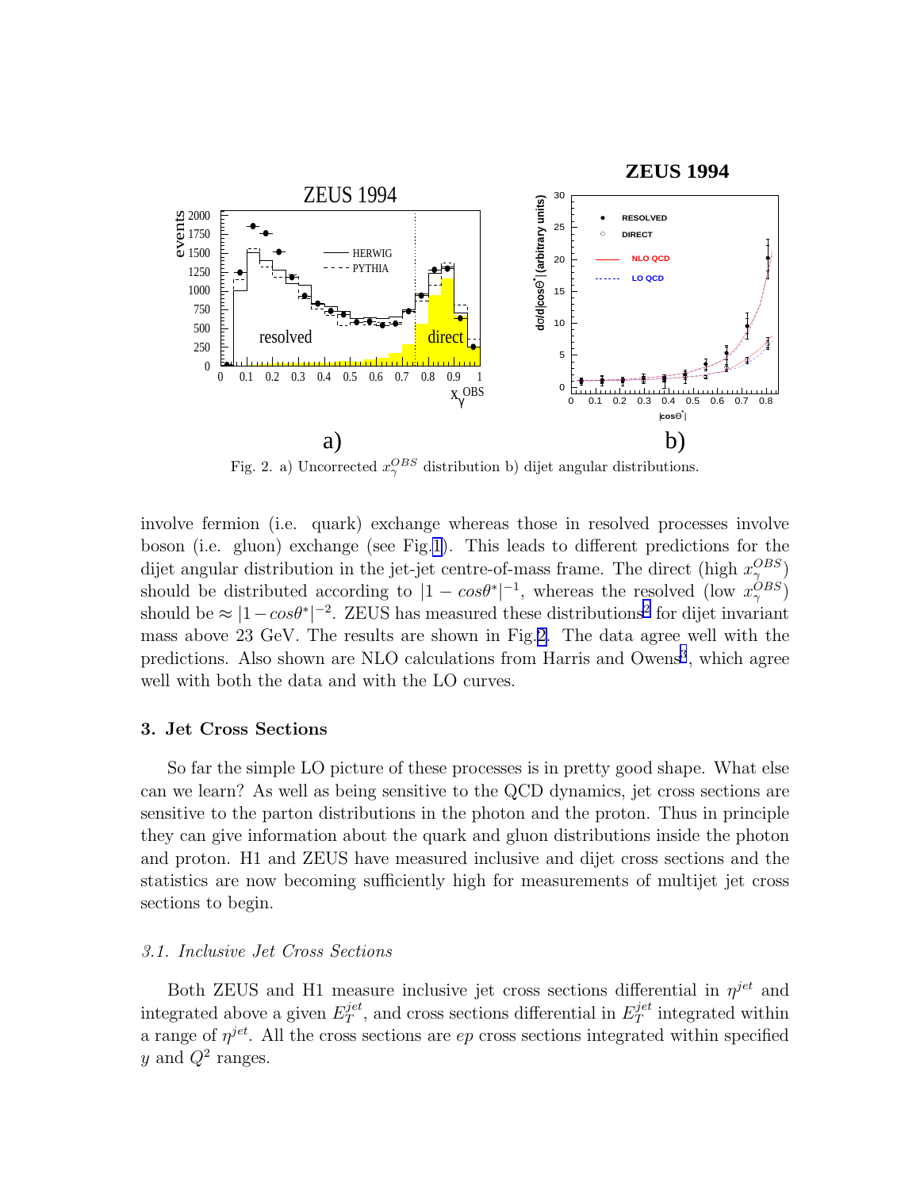Fig. 2. a) Uncorrected $x_\gamma^{OBS}$ distribution b) dijet angular distributions.

involve fermion (i.e. quark) exchange whereas those in resolved processes involve boson (i.e. gluon) exchange (see Fig.1). This leads to different predictions for the dijet angular distribution in the jet-jet centre-of-mass frame. The direct (high $x_\gamma^{OBS}$) should be distributed according to $|1 - cos\theta^*|^{-1}$, whereas the resolved (low $x_\gamma^{OBS}$) should be $\approx |1 - cos\theta^*|^{-2}$. ZEUS has measured these distributions[2] for dijet invariant mass above 23 GeV. The results are shown in Fig.2. The data agree well with the predictions. Also shown are NLO calculations from Harris and Owens[3], which agree well with both the data and with the LO curves.

### 3. Jet Cross Sections

So far the simple LO picture of these processes is in pretty good shape. What else can we learn? As well as being sensitive to the QCD dynamics, jet cross sections are sensitive to the parton distributions in the photon and the proton. Thus in principle they can give information about the quark and gluon distributions inside the photon and proton. H1 and ZEUS have measured inclusive and dijet cross sections and the statistics are now becoming sufficiently high for measurements of multijet jet cross sections to begin.

#### *3.1. Inclusive Jet Cross Sections*

Both ZEUS and H1 measure inclusive jet cross sections differential in $\eta^{jet}$ and integrated above a given $E_T^{jet}$, and cross sections differential in $E_T^{jet}$ integrated within a range of $\eta^{jet}$. All the cross sections are *ep* cross sections integrated within specified $y$ and $Q^2$ ranges.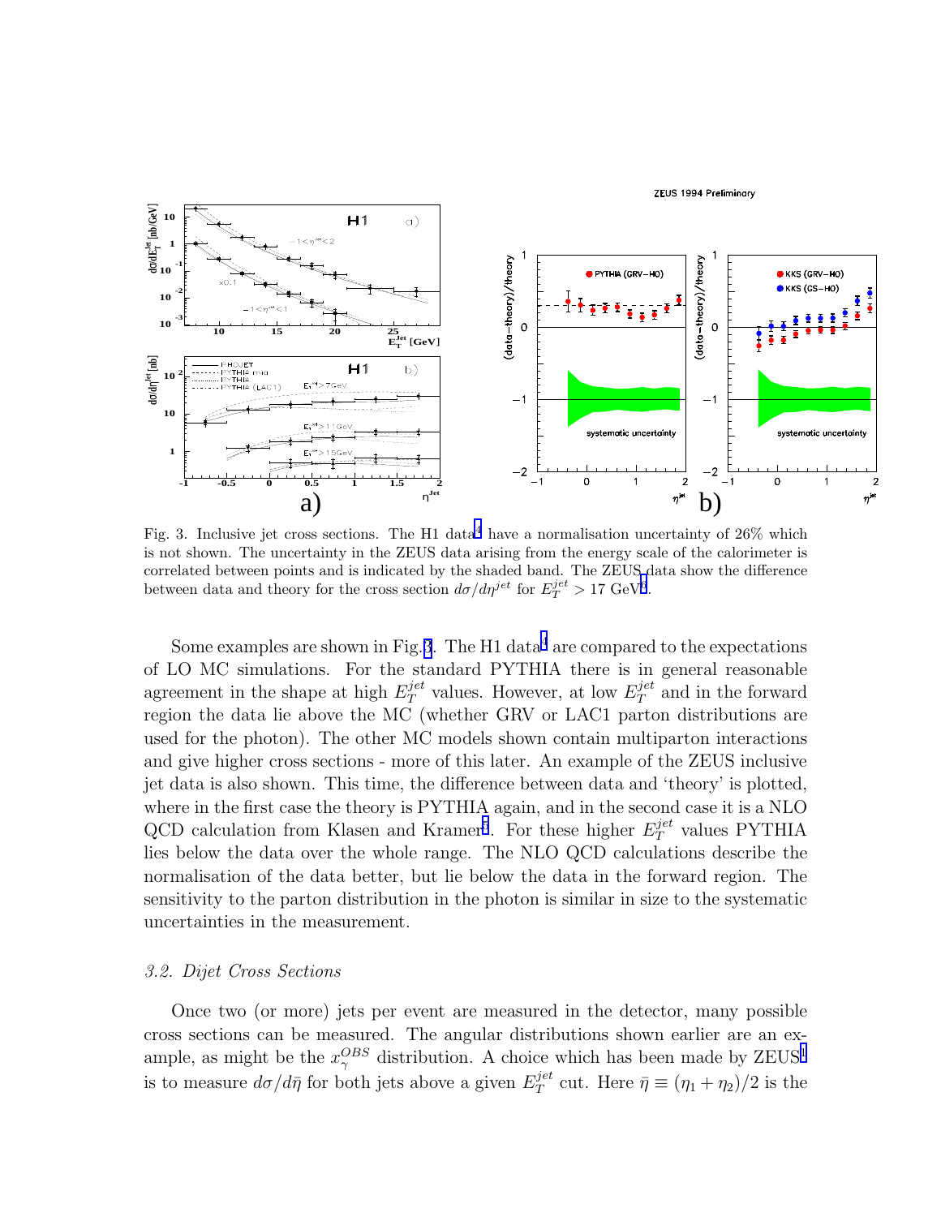Fig. 3. Inclusive jet cross sections. The H1 data[4] have a normalisation uncertainty of 26% which is not shown. The uncertainty in the ZEUS data arising from the energy scale of the calorimeter is correlated between points and is indicated by the shaded band. The ZEUS data show the difference between data and theory for the cross section $d\sigma/d\eta^{jet}$ for $E_T^{jet} > 17$ GeV[3].

Some examples are shown in Fig.3. The H1 data[4] are compared to the expectations of LO MC simulations. For the standard PYTHIA there is in general reasonable agreement in the shape at high $E_T^{jet}$ values. However, at low $E_T^{jet}$ and in the forward region the data lie above the MC (whether GRV or LAC1 parton distributions are used for the photon). The other MC models shown contain multiparton interactions and give higher cross sections - more of this later. An example of the ZEUS inclusive jet data is also shown. This time, the difference between data and 'theory' is plotted, where in the first case the theory is PYTHIA again, and in the second case it is a NLO QCD calculation from Klasen and Kramer[5]. For these higher $E_T^{jet}$ values PYTHIA lies below the data over the whole range. The NLO QCD calculations describe the normalisation of the data better, but lie below the data in the forward region. The sensitivity to the parton distribution in the photon is similar in size to the systematic uncertainties in the measurement.

### 3.2. *Dijet Cross Sections*

Once two (or more) jets per event are measured in the detector, many possible cross sections can be measured. The angular distributions shown earlier are an example, as might be the $x_\gamma^{OBS}$ distribution. A choice which has been made by ZEUS[1] is to measure $d\sigma/d\bar{\eta}$ for both jets above a given $E_T^{jet}$ cut. Here $\bar{\eta} \equiv (\eta_1 + \eta_2)/2$ is the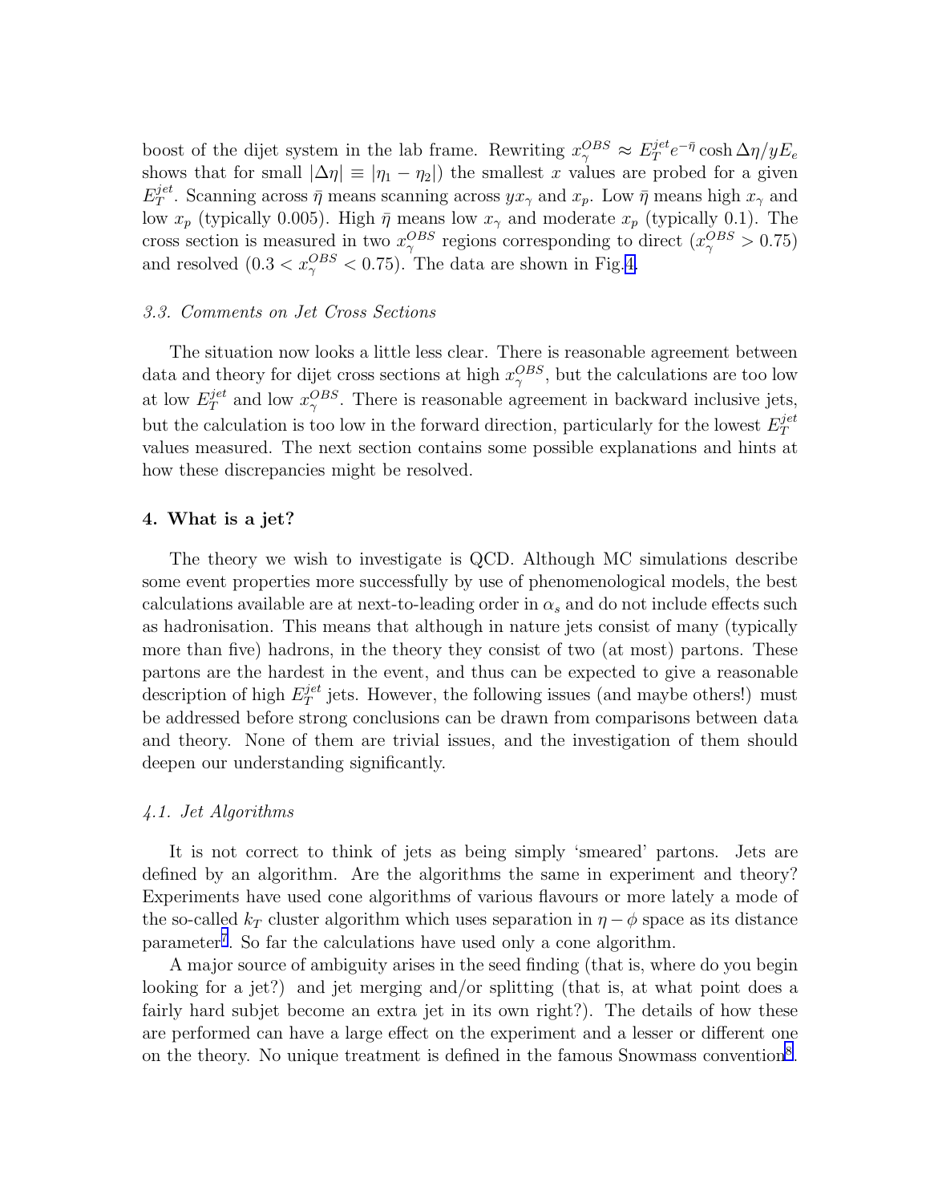boost of the dijet system in the lab frame. Rewriting $x_\gamma^{OBS} \approx E_T^{jet} e^{-\bar{\eta}} \cosh \Delta\eta / y E_e$ shows that for small $|\Delta\eta| \equiv |\eta_1 - \eta_2|$) the smallest $x$ values are probed for a given $E_T^{jet}$. Scanning across $\bar{\eta}$ means scanning across $y x_\gamma$ and $x_p$. Low $\bar{\eta}$ means high $x_\gamma$ and low $x_p$ (typically 0.005). High $\bar{\eta}$ means low $x_\gamma$ and moderate $x_p$ (typically 0.1). The cross section is measured in two $x_\gamma^{OBS}$ regions corresponding to direct ($x_\gamma^{OBS} > 0.75$) and resolved ($0.3 < x_\gamma^{OBS} < 0.75$). The data are shown in Fig.4.

### *3.3. Comments on Jet Cross Sections*

The situation now looks a little less clear. There is reasonable agreement between data and theory for dijet cross sections at high $x_\gamma^{OBS}$, but the calculations are too low at low $E_T^{jet}$ and low $x_\gamma^{OBS}$. There is reasonable agreement in backward inclusive jets, but the calculation is too low in the forward direction, particularly for the lowest $E_T^{jet}$ values measured. The next section contains some possible explanations and hints at how these discrepancies might be resolved.

## **4. What is a jet?**

The theory we wish to investigate is QCD. Although MC simulations describe some event properties more successfully by use of phenomenological models, the best calculations available are at next-to-leading order in $\alpha_s$ and do not include effects such as hadronisation. This means that although in nature jets consist of many (typically more than five) hadrons, in the theory they consist of two (at most) partons. These partons are the hardest in the event, and thus can be expected to give a reasonable description of high $E_T^{jet}$ jets. However, the following issues (and maybe others!) must be addressed before strong conclusions can be drawn from comparisons between data and theory. None of them are trivial issues, and the investigation of them should deepen our understanding significantly.

### *4.1. Jet Algorithms*

It is not correct to think of jets as being simply 'smeared' partons. Jets are defined by an algorithm. Are the algorithms the same in experiment and theory? Experiments have used cone algorithms of various flavours or more lately a mode of the so-called $k_T$ cluster algorithm which uses separation in $\eta - \phi$ space as its distance parameter[7]. So far the calculations have used only a cone algorithm.

A major source of ambiguity arises in the seed finding (that is, where do you begin looking for a jet?) and jet merging and/or splitting (that is, at what point does a fairly hard subjet become an extra jet in its own right?). The details of how these are performed can have a large effect on the experiment and a lesser or different one on the theory. No unique treatment is defined in the famous Snowmass convention[8].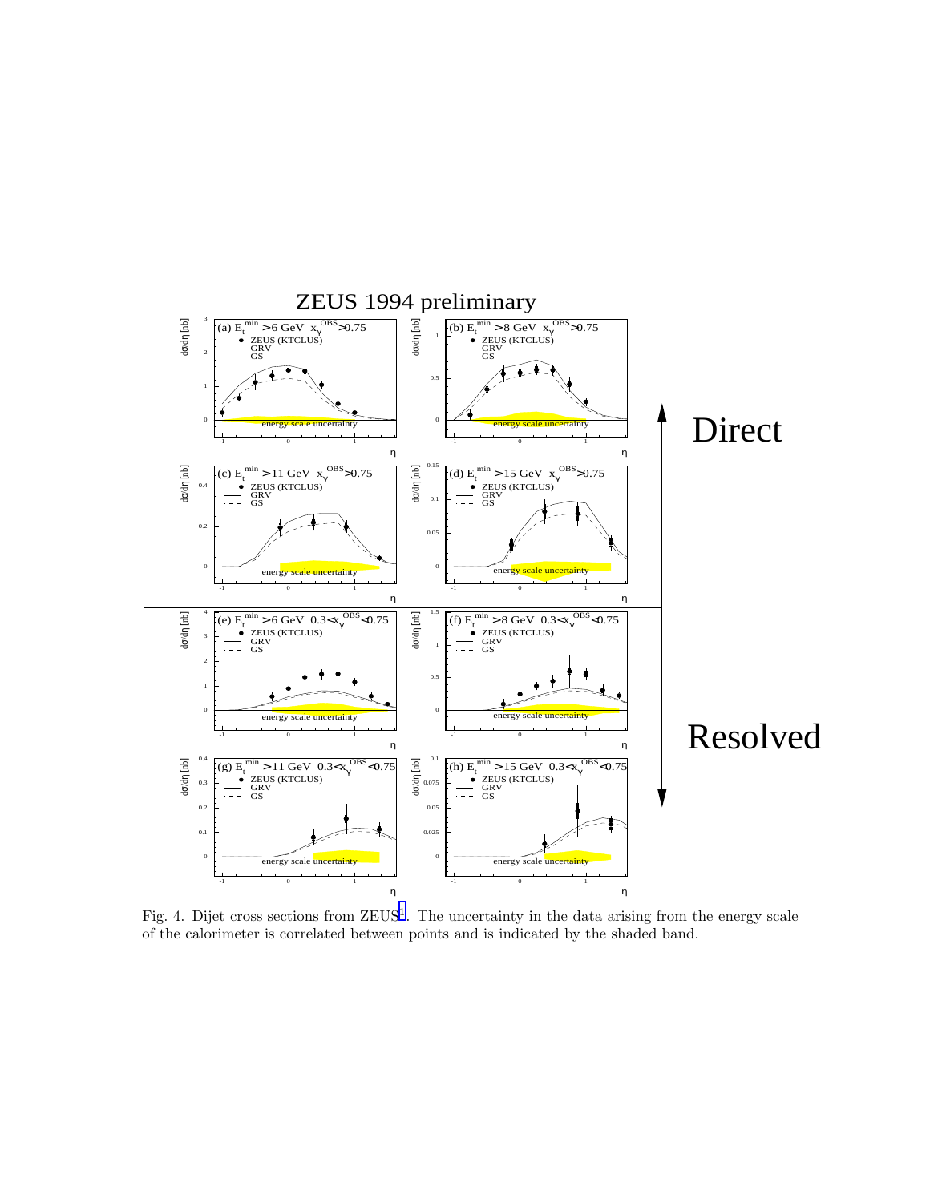Fig. 4. Dijet cross sections from ZEUS[1]. The uncertainty in the data arising from the energy scale of the calorimeter is correlated between points and is indicated by the shaded band.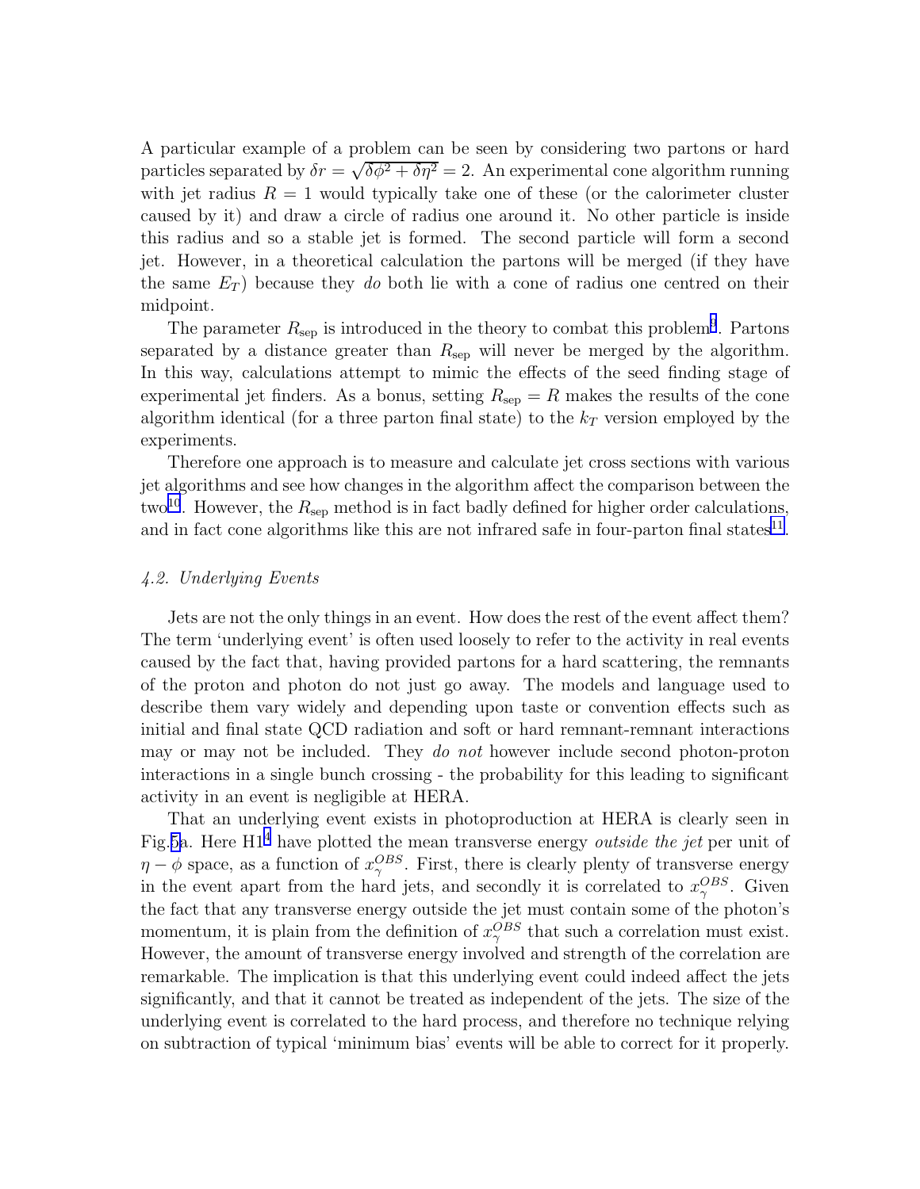A particular example of a problem can be seen by considering two partons or hard particles separated by $\delta r = \sqrt{\delta\phi^2 + \delta\eta^2} = 2$. An experimental cone algorithm running with jet radius $R = 1$ would typically take one of these (or the calorimeter cluster caused by it) and draw a circle of radius one around it. No other particle is inside this radius and so a stable jet is formed. The second particle will form a second jet. However, in a theoretical calculation the partons will be merged (if they have the same $E_T$) because they *do* both lie with a cone of radius one centred on their midpoint.

The parameter $R_{\rm sep}$ is introduced in the theory to combat this problem[9]. Partons separated by a distance greater than $R_{\rm sep}$ will never be merged by the algorithm. In this way, calculations attempt to mimic the effects of the seed finding stage of experimental jet finders. As a bonus, setting $R_{\rm sep} = R$ makes the results of the cone algorithm identical (for a three parton final state) to the $k_T$ version employed by the experiments.

Therefore one approach is to measure and calculate jet cross sections with various jet algorithms and see how changes in the algorithm affect the comparison between the two[10]. However, the $R_{\rm sep}$ method is in fact badly defined for higher order calculations, and in fact cone algorithms like this are not infrared safe in four-parton final states[11].

### *4.2. Underlying Events*

Jets are not the only things in an event. How does the rest of the event affect them? The term 'underlying event' is often used loosely to refer to the activity in real events caused by the fact that, having provided partons for a hard scattering, the remnants of the proton and photon do not just go away. The models and language used to describe them vary widely and depending upon taste or convention effects such as initial and final state QCD radiation and soft or hard remnant-remnant interactions may or may not be included. They *do not* however include second photon-proton interactions in a single bunch crossing - the probability for this leading to significant activity in an event is negligible at HERA.

That an underlying event exists in photoproduction at HERA is clearly seen in Fig.5a. Here H1[4] have plotted the mean transverse energy *outside the jet* per unit of $\eta - \phi$ space, as a function of $x_\gamma^{OBS}$. First, there is clearly plenty of transverse energy in the event apart from the hard jets, and secondly it is correlated to $x_\gamma^{OBS}$. Given the fact that any transverse energy outside the jet must contain some of the photon's momentum, it is plain from the definition of $x_\gamma^{OBS}$ that such a correlation must exist. However, the amount of transverse energy involved and strength of the correlation are remarkable. The implication is that this underlying event could indeed affect the jets significantly, and that it cannot be treated as independent of the jets. The size of the underlying event is correlated to the hard process, and therefore no technique relying on subtraction of typical 'minimum bias' events will be able to correct for it properly.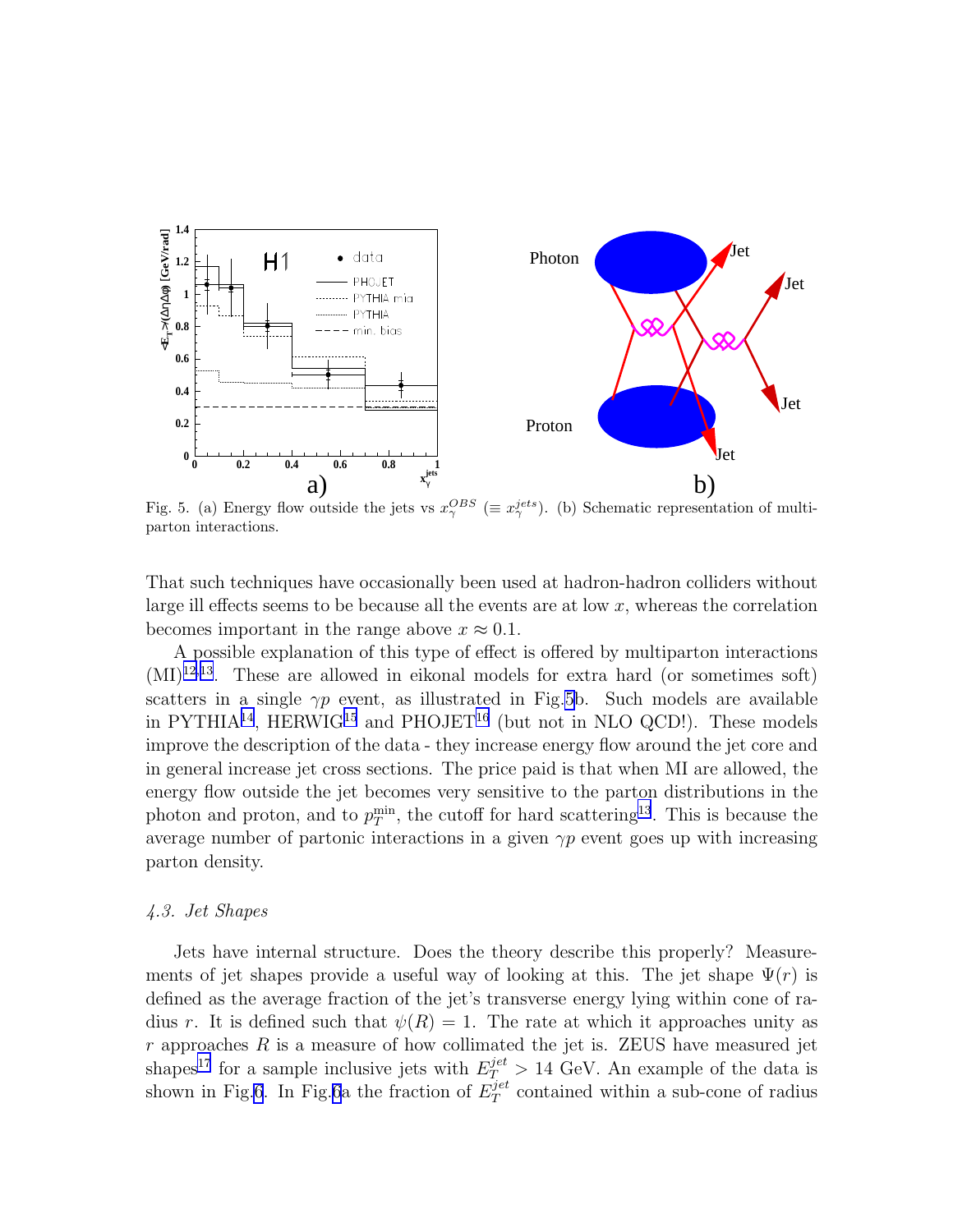Fig. 5. (a) Energy flow outside the jets vs $x_\gamma^{OBS}$ ($\equiv x_\gamma^{jets}$). (b) Schematic representation of multiparton interactions.

That such techniques have occasionally been used at hadron-hadron colliders without large ill effects seems to be because all the events are at low $x$, whereas the correlation becomes important in the range above $x \approx 0.1$.

A possible explanation of this type of effect is offered by multiparton interactions (MI)[12,13]. These are allowed in eikonal models for extra hard (or sometimes soft) scatters in a single $\gamma p$ event, as illustrated in Fig.5b. Such models are available in PYTHIA[14], HERWIG[15] and PHOJET[16] (but not in NLO QCD!). These models improve the description of the data - they increase energy flow around the jet core and in general increase jet cross sections. The price paid is that when MI are allowed, the energy flow outside the jet becomes very sensitive to the parton distributions in the photon and proton, and to $p_T^{\min}$, the cutoff for hard scattering[13]. This is because the average number of partonic interactions in a given $\gamma p$ event goes up with increasing parton density.

### *4.3. Jet Shapes*

Jets have internal structure. Does the theory describe this properly? Measurements of jet shapes provide a useful way of looking at this. The jet shape $\Psi(r)$ is defined as the average fraction of the jet's transverse energy lying within cone of radius $r$. It is defined such that $\psi(R) = 1$. The rate at which it approaches unity as $r$ approaches $R$ is a measure of how collimated the jet is. ZEUS have measured jet shapes[17] for a sample inclusive jets with $E_T^{jet} > 14$ GeV. An example of the data is shown in Fig.6. In Fig.6a the fraction of $E_T^{jet}$ contained within a sub-cone of radius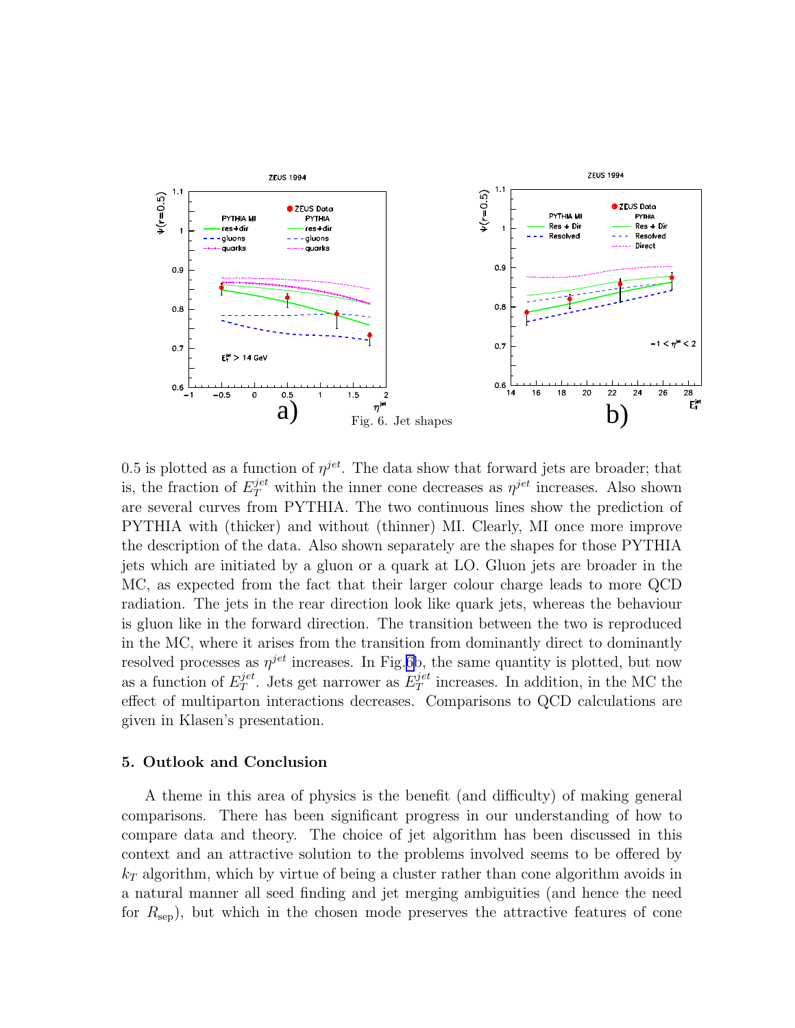Fig. 6. Jet shapes

0.5 is plotted as a function of $\eta^{jet}$. The data show that forward jets are broader; that is, the fraction of $E_T^{jet}$ within the inner cone decreases as $\eta^{jet}$ increases. Also shown are several curves from PYTHIA. The two continuous lines show the prediction of PYTHIA with (thicker) and without (thinner) MI. Clearly, MI once more improve the description of the data. Also shown separately are the shapes for those PYTHIA jets which are initiated by a gluon or a quark at LO. Gluon jets are broader in the MC, as expected from the fact that their larger colour charge leads to more QCD radiation. The jets in the rear direction look like quark jets, whereas the behaviour is gluon like in the forward direction. The transition between the two is reproduced in the MC, where it arises from the transition from dominantly direct to dominantly resolved processes as $\eta^{jet}$ increases. In Fig.6b, the same quantity is plotted, but now as a function of $E_T^{jet}$. Jets get narrower as $E_T^{jet}$ increases. In addition, in the MC the effect of multiparton interactions decreases. Comparisons to QCD calculations are given in Klasen's presentation.

### 5. Outlook and Conclusion

A theme in this area of physics is the benefit (and difficulty) of making general comparisons. There has been significant progress in our understanding of how to compare data and theory. The choice of jet algorithm has been discussed in this context and an attractive solution to the problems involved seems to be offered by $k_T$ algorithm, which by virtue of being a cluster rather than cone algorithm avoids in a natural manner all seed finding and jet merging ambiguities (and hence the need for $R_{\rm sep}$), but which in the chosen mode preserves the attractive features of cone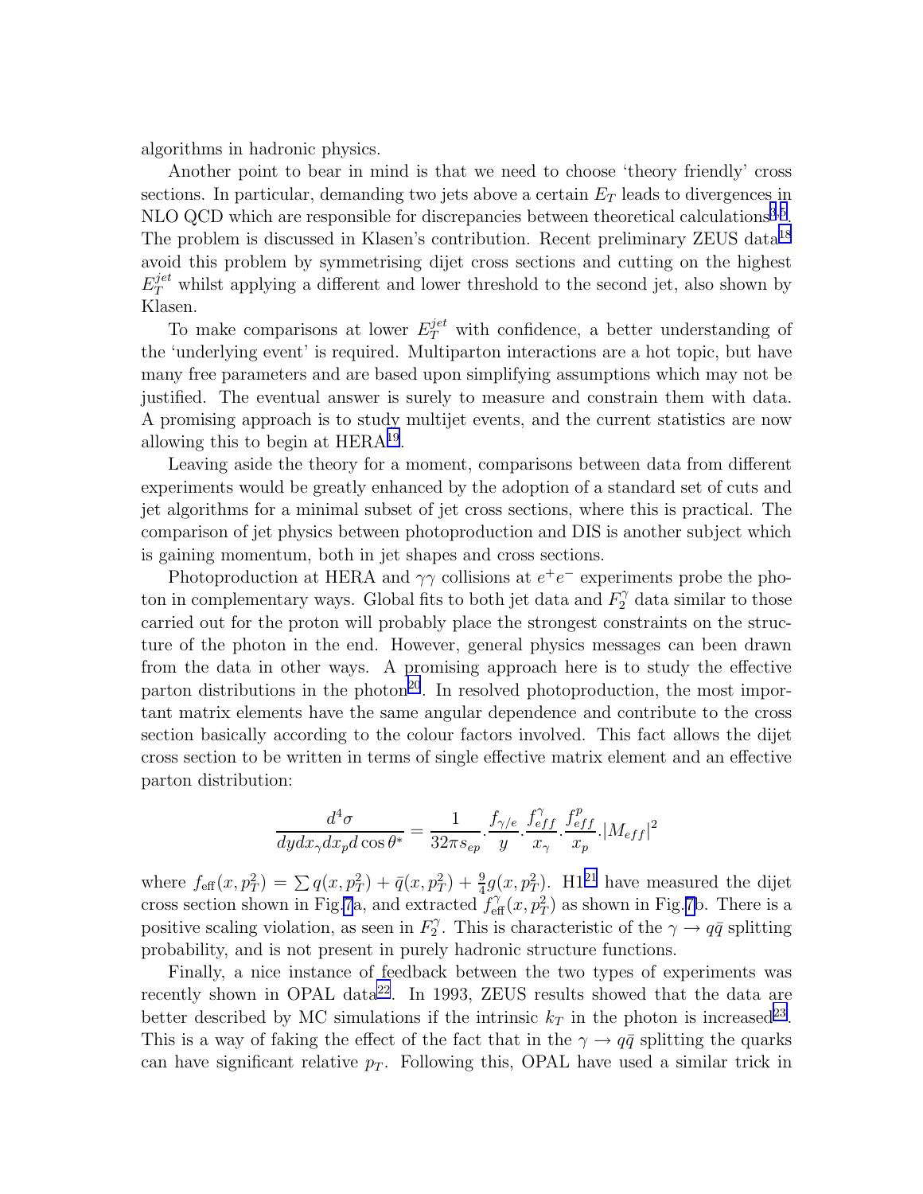algorithms in hadronic physics.

Another point to bear in mind is that we need to choose 'theory friendly' cross sections. In particular, demanding two jets above a certain $E_T$ leads to divergences in NLO QCD which are responsible for discrepancies between theoretical calculations[3,5]. The problem is discussed in Klasen's contribution. Recent preliminary ZEUS data[18] avoid this problem by symmetrising dijet cross sections and cutting on the highest $E_T^{jet}$ whilst applying a different and lower threshold to the second jet, also shown by Klasen.

To make comparisons at lower $E_T^{jet}$ with confidence, a better understanding of the 'underlying event' is required. Multiparton interactions are a hot topic, but have many free parameters and are based upon simplifying assumptions which may not be justified. The eventual answer is surely to measure and constrain them with data. A promising approach is to study multijet events, and the current statistics are now allowing this to begin at HERA[19].

Leaving aside the theory for a moment, comparisons between data from different experiments would be greatly enhanced by the adoption of a standard set of cuts and jet algorithms for a minimal subset of jet cross sections, where this is practical. The comparison of jet physics between photoproduction and DIS is another subject which is gaining momentum, both in jet shapes and cross sections.

Photoproduction at HERA and $\gamma\gamma$ collisions at $e^+e^-$ experiments probe the photon in complementary ways. Global fits to both jet data and $F_2^\gamma$ data similar to those carried out for the proton will probably place the strongest constraints on the structure of the photon in the end. However, general physics messages can been drawn from the data in other ways. A promising approach here is to study the effective parton distributions in the photon[20]. In resolved photoproduction, the most important matrix elements have the same angular dependence and contribute to the cross section basically according to the colour factors involved. This fact allows the dijet cross section to be written in terms of single effective matrix element and an effective parton distribution:

$$\frac{d^4\sigma}{dydx_\gamma dx_p d\cos\theta^*} = \frac{1}{32\pi s_{ep}}.\frac{f_{\gamma/e}}{y}.\frac{f_{eff}^\gamma}{x_\gamma}.\frac{f_{eff}^p}{x_p}.|M_{eff}|^2$$

where $f_{\rm eff}(x,p_T^2) = \sum q(x,p_T^2) + \bar{q}(x,p_T^2) + \frac{9}{4}g(x,p_T^2)$. H1[21] have measured the dijet cross section shown in Fig.7a, and extracted $f_{\rm eff}^\gamma(x,p_T^2)$ as shown in Fig.7b. There is a positive scaling violation, as seen in $F_2^\gamma$. This is characteristic of the $\gamma \rightarrow q\bar{q}$ splitting probability, and is not present in purely hadronic structure functions.

Finally, a nice instance of feedback between the two types of experiments was recently shown in OPAL data[22]. In 1993, ZEUS results showed that the data are better described by MC simulations if the intrinsic $k_T$ in the photon is increased[23]. This is a way of faking the effect of the fact that in the $\gamma \rightarrow q\bar{q}$ splitting the quarks can have significant relative $p_T$. Following this, OPAL have used a similar trick in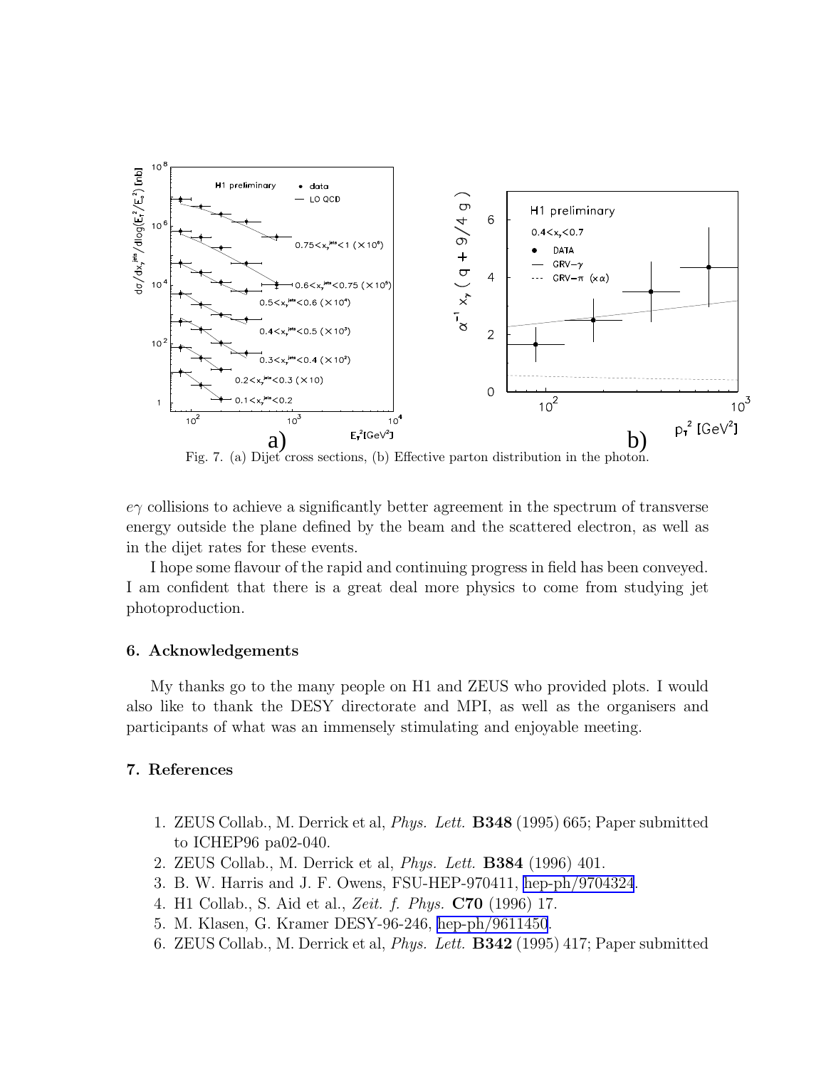Fig. 7. (a) Dijet cross sections, (b) Effective parton distribution in the photon.

$e\gamma$ collisions to achieve a significantly better agreement in the spectrum of transverse energy outside the plane defined by the beam and the scattered electron, as well as in the dijet rates for these events.

I hope some flavour of the rapid and continuing progress in field has been conveyed. I am confident that there is a great deal more physics to come from studying jet photoproduction.

## 6. Acknowledgements

My thanks go to the many people on H1 and ZEUS who provided plots. I would also like to thank the DESY directorate and MPI, as well as the organisers and participants of what was an immensely stimulating and enjoyable meeting.

## 7. References

1. ZEUS Collab., M. Derrick et al, *Phys. Lett.* **B348** (1995) 665; Paper submitted to ICHEP96 pa02-040.
2. ZEUS Collab., M. Derrick et al, *Phys. Lett.* **B384** (1996) 401.
3. B. W. Harris and J. F. Owens, FSU-HEP-970411, hep-ph/9704324.
4. H1 Collab., S. Aid et al., *Zeit. f. Phys.* **C70** (1996) 17.
5. M. Klasen, G. Kramer DESY-96-246, hep-ph/9611450.
6. ZEUS Collab., M. Derrick et al, *Phys. Lett.* **B342** (1995) 417; Paper submitted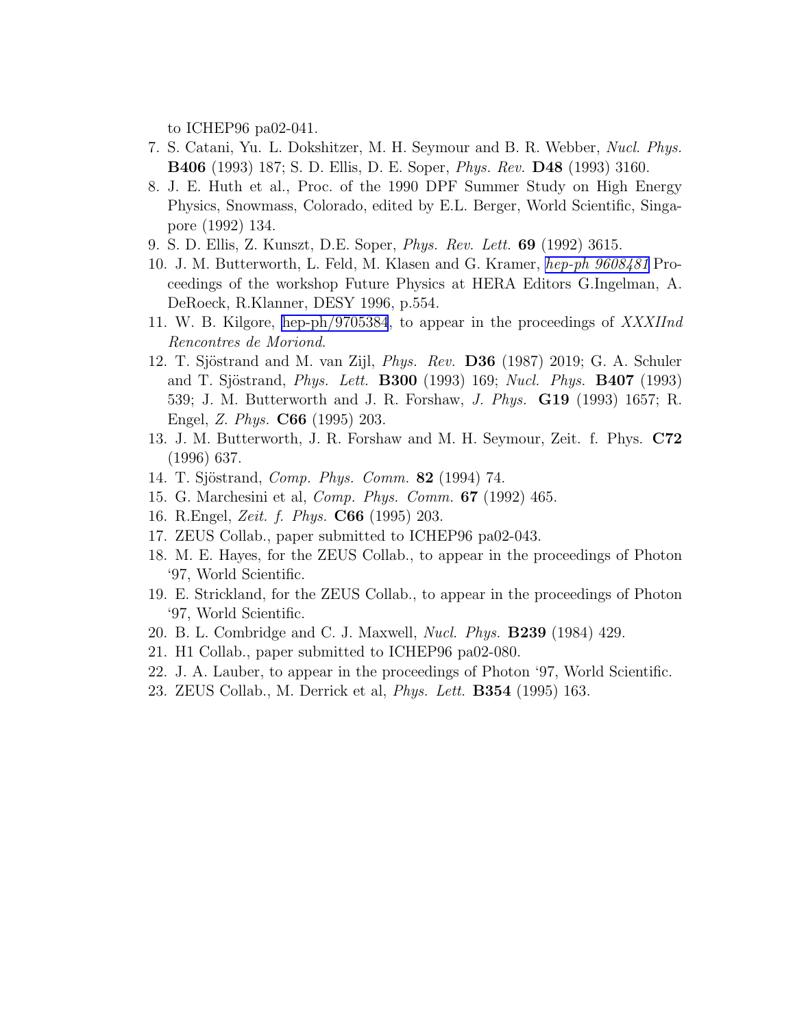to ICHEP96 pa02-041.

7. S. Catani, Yu. L. Dokshitzer, M. H. Seymour and B. R. Webber, *Nucl. Phys.* **B406** (1993) 187; S. D. Ellis, D. E. Soper, *Phys. Rev.* **D48** (1993) 3160.
8. J. E. Huth et al., Proc. of the 1990 DPF Summer Study on High Energy Physics, Snowmass, Colorado, edited by E.L. Berger, World Scientific, Singapore (1992) 134.
9. S. D. Ellis, Z. Kunszt, D.E. Soper, *Phys. Rev. Lett.* **69** (1992) 3615.
10. J. M. Butterworth, L. Feld, M. Klasen and G. Kramer, *hep-ph 9608481* Proceedings of the workshop Future Physics at HERA Editors G.Ingelman, A. DeRoeck, R.Klanner, DESY 1996, p.554.
11. W. B. Kilgore, hep-ph/9705384, to appear in the proceedings of *XXXIInd Rencontres de Moriond*.
12. T. Sjöstrand and M. van Zijl, *Phys. Rev.* **D36** (1987) 2019; G. A. Schuler and T. Sjöstrand, *Phys. Lett.* **B300** (1993) 169; *Nucl. Phys.* **B407** (1993) 539; J. M. Butterworth and J. R. Forshaw, *J. Phys.* **G19** (1993) 1657; R. Engel, *Z. Phys.* **C66** (1995) 203.
13. J. M. Butterworth, J. R. Forshaw and M. H. Seymour, Zeit. f. Phys. **C72** (1996) 637.
14. T. Sjöstrand, *Comp. Phys. Comm.* **82** (1994) 74.
15. G. Marchesini et al, *Comp. Phys. Comm.* **67** (1992) 465.
16. R.Engel, *Zeit. f. Phys.* **C66** (1995) 203.
17. ZEUS Collab., paper submitted to ICHEP96 pa02-043.
18. M. E. Hayes, for the ZEUS Collab., to appear in the proceedings of Photon '97, World Scientific.
19. E. Strickland, for the ZEUS Collab., to appear in the proceedings of Photon '97, World Scientific.
20. B. L. Combridge and C. J. Maxwell, *Nucl. Phys.* **B239** (1984) 429.
21. H1 Collab., paper submitted to ICHEP96 pa02-080.
22. J. A. Lauber, to appear in the proceedings of Photon '97, World Scientific.
23. ZEUS Collab., M. Derrick et al, *Phys. Lett.* **B354** (1995) 163.